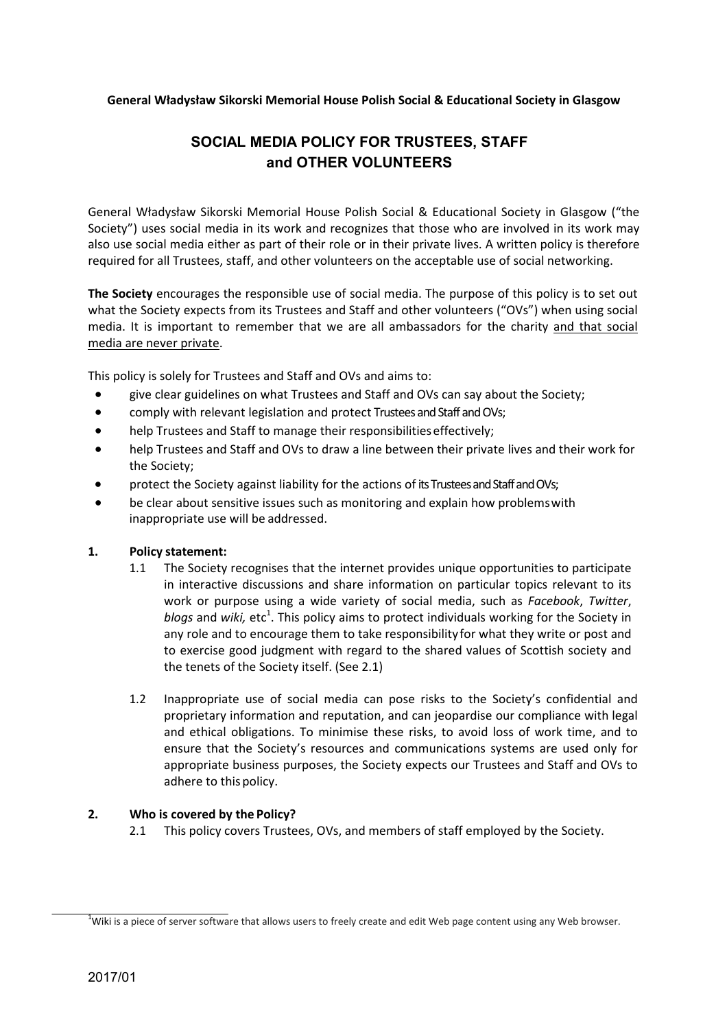**General Władysław Sikorski Memorial House Polish Social & Educational Society in Glasgow**

# SOCIAL MEDIA POLICY FOR TRUSTEES, STAFF and OTHER VOLUNTEERS

General Władysław Sikorski Memorial House Polish Social & Educational Society in Glasgow ("the Society") uses social media in its work and recognizes that those who are involved in its work may also use social media either as part of their role or in their private lives. A written policy is therefore required for all Trustees, staff, and other volunteers on the acceptable use of social networking.

**The Society** encourages the responsible use of social media. The purpose of this policy is to set out what the Society expects from its Trustees and Staff and other volunteers ("OVs") when using social media. It is important to remember that we are all ambassadors for the charity <u>and that social media are never private</u>.

This policy is solely for Trustees and Staff and OVs and aims to:

- give clear guidelines on what Trustees and Staff and OVs can say about the Society;
- comply with relevant legislation and protect Trustees and Staff and OVs;
- help Trustees and Staff to manage their responsibilities effectively;
- help Trustees and Staff and OVs to draw a line between their private lives and their work for the Society;
- protect the Society against liability for the actions of its Trustees and Staff and OVs;
- be clear about sensitive issues such as monitoring and explain how problems with inappropriate use will be addressed.

## 1. Policy statement:

1.1 The Society recognises that the internet provides unique opportunities to participate in interactive discussions and share information on particular topics relevant to its work or purpose using a wide variety of social media, such as *Facebook*, *Twitter*, *blogs* and *wiki,* etc[1]. This policy aims to protect individuals working for the Society in any role and to encourage them to take responsibility for what they write or post and to exercise good judgment with regard to the shared values of Scottish society and the tenets of the Society itself. (See 2.1)

1.2 Inappropriate use of social media can pose risks to the Society's confidential and proprietary information and reputation, and can jeopardise our compliance with legal and ethical obligations. To minimise these risks, to avoid loss of work time, and to ensure that the Society's resources and communications systems are used only for appropriate business purposes, the Society expects our Trustees and Staff and OVs to adhere to this policy.

## 2. Who is covered by the Policy?

2.1 This policy covers Trustees, OVs, and members of staff employed by the Society.

---

[1] Wiki is a piece of server software that allows users to freely create and edit Web page content using any Web browser.

2017/01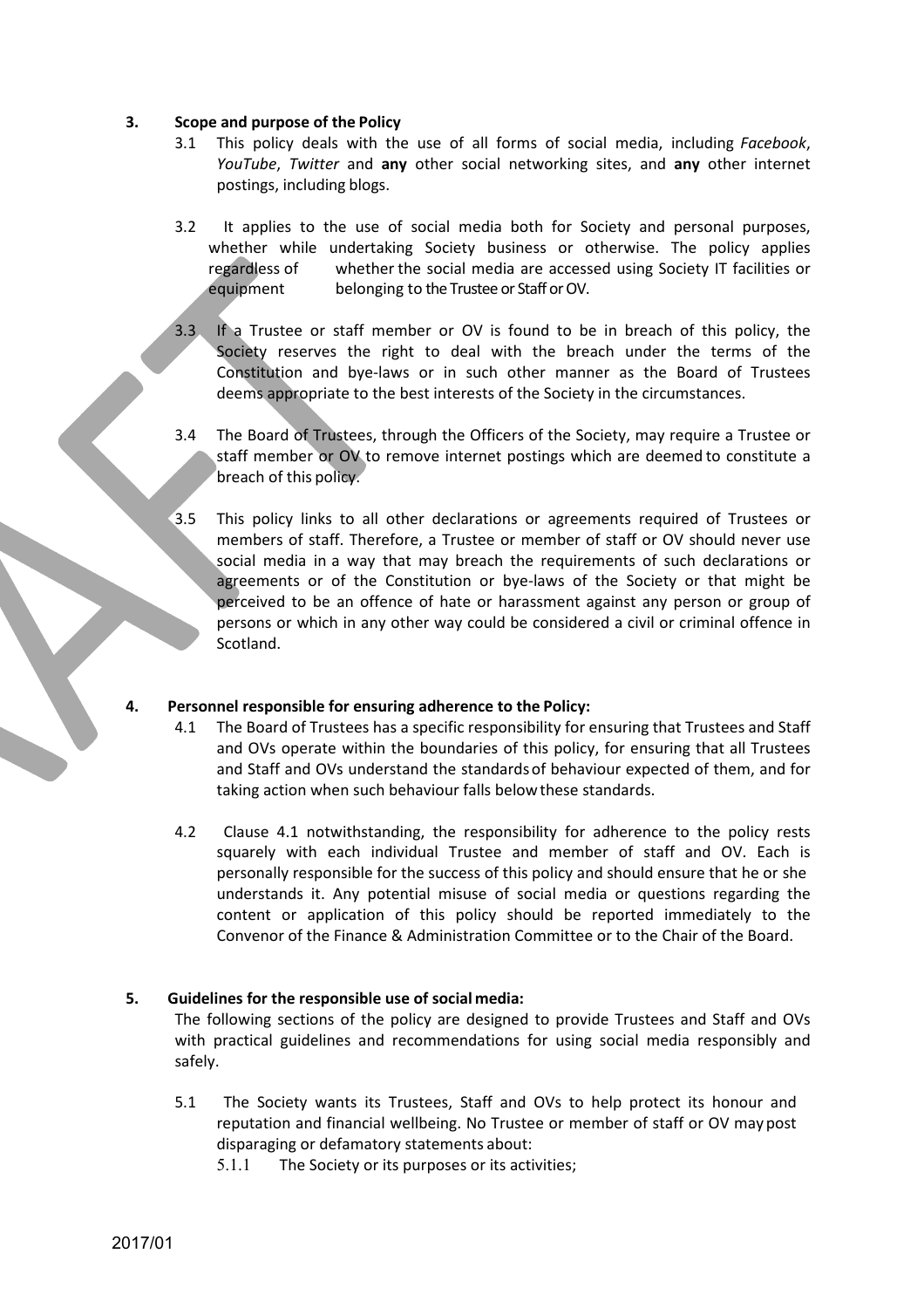## 3. Scope and purpose of the Policy

3.1 This policy deals with the use of all forms of social media, including *Facebook*, *YouTube*, *Twitter* and **any** other social networking sites, and **any** other internet postings, including blogs.

3.2 It applies to the use of social media both for Society and personal purposes, whether while undertaking Society business or otherwise. The policy applies regardless of whether the social media are accessed using Society IT facilities or equipment belonging to the Trustee or Staff or OV.

3.3 If a Trustee or staff member or OV is found to be in breach of this policy, the Society reserves the right to deal with the breach under the terms of the Constitution and bye-laws or in such other manner as the Board of Trustees deems appropriate to the best interests of the Society in the circumstances.

3.4 The Board of Trustees, through the Officers of the Society, may require a Trustee or staff member or OV to remove internet postings which are deemed to constitute a breach of this policy.

3.5 This policy links to all other declarations or agreements required of Trustees or members of staff. Therefore, a Trustee or member of staff or OV should never use social media in a way that may breach the requirements of such declarations or agreements or of the Constitution or bye-laws of the Society or that might be perceived to be an offence of hate or harassment against any person or group of persons or which in any other way could be considered a civil or criminal offence in Scotland.

## 4. Personnel responsible for ensuring adherence to the Policy:

4.1 The Board of Trustees has a specific responsibility for ensuring that Trustees and Staff and OVs operate within the boundaries of this policy, for ensuring that all Trustees and Staff and OVs understand the standards of behaviour expected of them, and for taking action when such behaviour falls below these standards.

4.2 Clause 4.1 notwithstanding, the responsibility for adherence to the policy rests squarely with each individual Trustee and member of staff and OV. Each is personally responsible for the success of this policy and should ensure that he or she understands it. Any potential misuse of social media or questions regarding the content or application of this policy should be reported immediately to the Convenor of the Finance & Administration Committee or to the Chair of the Board.

## 5. Guidelines for the responsible use of social media:

The following sections of the policy are designed to provide Trustees and Staff and OVs with practical guidelines and recommendations for using social media responsibly and safely.

5.1 The Society wants its Trustees, Staff and OVs to help protect its honour and reputation and financial wellbeing. No Trustee or member of staff or OV may post disparaging or defamatory statements about:

5.1.1 The Society or its purposes or its activities;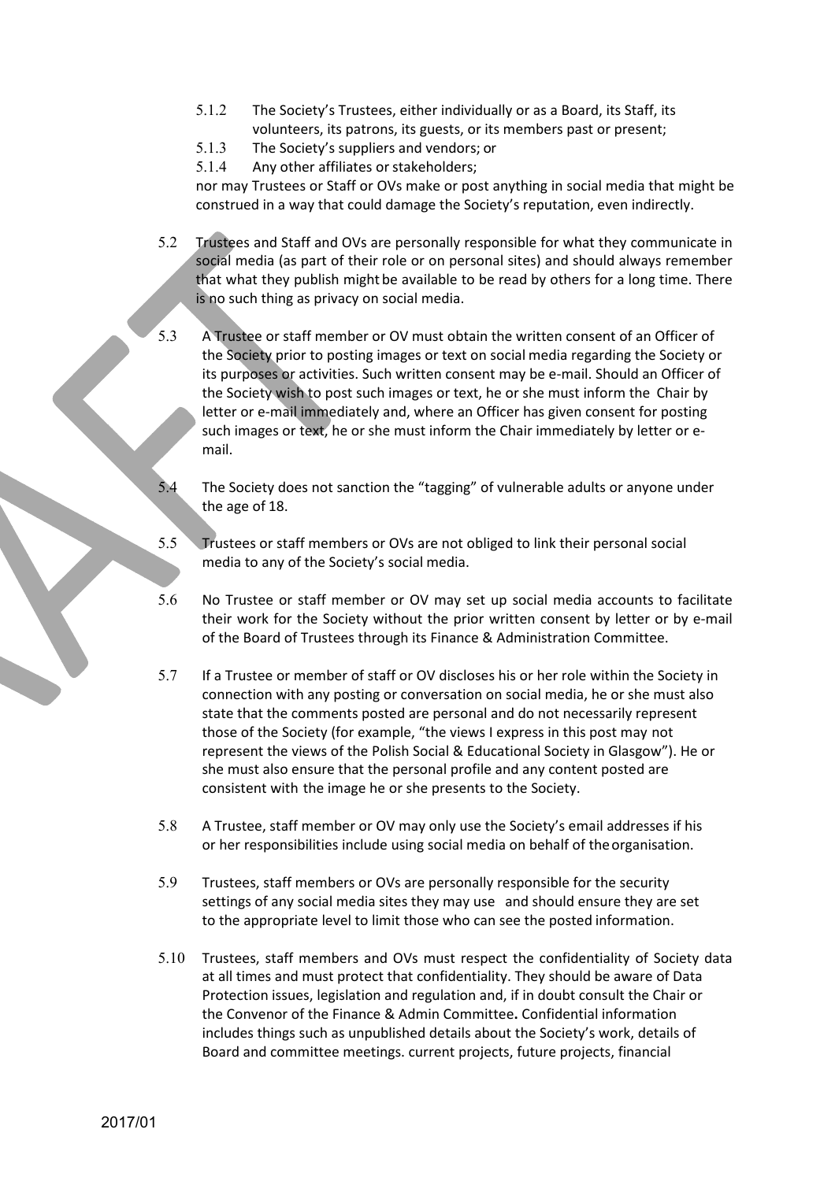5.1.2 The Society's Trustees, either individually or as a Board, its Staff, its volunteers, its patrons, its guests, or its members past or present;

5.1.3 The Society's suppliers and vendors; or

5.1.4 Any other affiliates or stakeholders;

nor may Trustees or Staff or OVs make or post anything in social media that might be construed in a way that could damage the Society's reputation, even indirectly.

5.2 Trustees and Staff and OVs are personally responsible for what they communicate in social media (as part of their role or on personal sites) and should always remember that what they publish might be available to be read by others for a long time. There is no such thing as privacy on social media.

5.3 A Trustee or staff member or OV must obtain the written consent of an Officer of the Society prior to posting images or text on social media regarding the Society or its purposes or activities. Such written consent may be e-mail. Should an Officer of the Society wish to post such images or text, he or she must inform the Chair by letter or e-mail immediately and, where an Officer has given consent for posting such images or text, he or she must inform the Chair immediately by letter or e-mail.

5.4 The Society does not sanction the "tagging" of vulnerable adults or anyone under the age of 18.

5.5 Trustees or staff members or OVs are not obliged to link their personal social media to any of the Society's social media.

5.6 No Trustee or staff member or OV may set up social media accounts to facilitate their work for the Society without the prior written consent by letter or by e-mail of the Board of Trustees through its Finance & Administration Committee.

5.7 If a Trustee or member of staff or OV discloses his or her role within the Society in connection with any posting or conversation on social media, he or she must also state that the comments posted are personal and do not necessarily represent those of the Society (for example, "the views I express in this post may not represent the views of the Polish Social & Educational Society in Glasgow"). He or she must also ensure that the personal profile and any content posted are consistent with the image he or she presents to the Society.

5.8 A Trustee, staff member or OV may only use the Society's email addresses if his or her responsibilities include using social media on behalf of the organisation.

5.9 Trustees, staff members or OVs are personally responsible for the security settings of any social media sites they may use and should ensure they are set to the appropriate level to limit those who can see the posted information.

5.10 Trustees, staff members and OVs must respect the confidentiality of Society data at all times and must protect that confidentiality. They should be aware of Data Protection issues, legislation and regulation and, if in doubt consult the Chair or the Convenor of the Finance & Admin Committee**.** Confidential information includes things such as unpublished details about the Society's work, details of Board and committee meetings. current projects, future projects, financial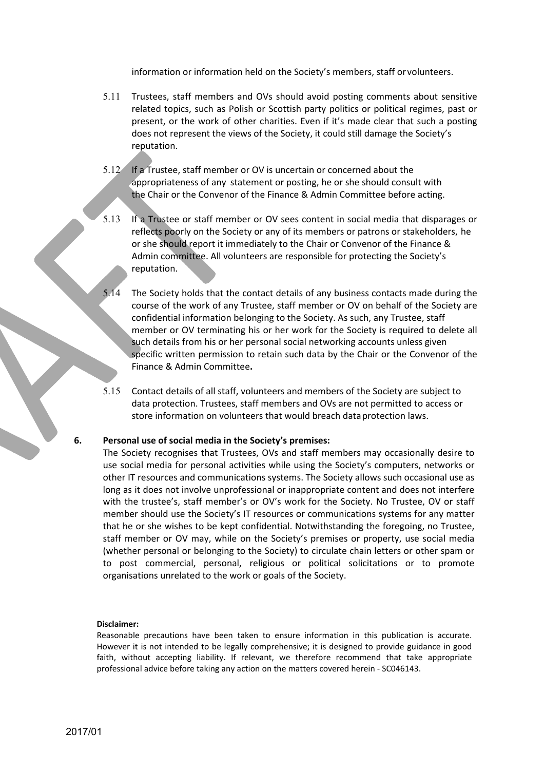information or information held on the Society's members, staff or volunteers.

5.11 Trustees, staff members and OVs should avoid posting comments about sensitive related topics, such as Polish or Scottish party politics or political regimes, past or present, or the work of other charities. Even if it's made clear that such a posting does not represent the views of the Society, it could still damage the Society's reputation.

5.12 If a Trustee, staff member or OV is uncertain or concerned about the appropriateness of any statement or posting, he or she should consult with the Chair or the Convenor of the Finance & Admin Committee before acting.

5.13 If a Trustee or staff member or OV sees content in social media that disparages or reflects poorly on the Society or any of its members or patrons or stakeholders, he or she should report it immediately to the Chair or Convenor of the Finance & Admin committee. All volunteers are responsible for protecting the Society's reputation.

5.14 The Society holds that the contact details of any business contacts made during the course of the work of any Trustee, staff member or OV on behalf of the Society are confidential information belonging to the Society. As such, any Trustee, staff member or OV terminating his or her work for the Society is required to delete all such details from his or her personal social networking accounts unless given specific written permission to retain such data by the Chair or the Convenor of the Finance & Admin Committee**.**

5.15 Contact details of all staff, volunteers and members of the Society are subject to data protection. Trustees, staff members and OVs are not permitted to access or store information on volunteers that would breach data protection laws.

**6. Personal use of social media in the Society's premises:**

The Society recognises that Trustees, OVs and staff members may occasionally desire to use social media for personal activities while using the Society's computers, networks or other IT resources and communications systems. The Society allows such occasional use as long as it does not involve unprofessional or inappropriate content and does not interfere with the trustee's, staff member's or OV's work for the Society. No Trustee, OV or staff member should use the Society's IT resources or communications systems for any matter that he or she wishes to be kept confidential. Notwithstanding the foregoing, no Trustee, staff member or OV may, while on the Society's premises or property, use social media (whether personal or belonging to the Society) to circulate chain letters or other spam or to post commercial, personal, religious or political solicitations or to promote organisations unrelated to the work or goals of the Society.

**Disclaimer:**

Reasonable precautions have been taken to ensure information in this publication is accurate. However it is not intended to be legally comprehensive; it is designed to provide guidance in good faith, without accepting liability. If relevant, we therefore recommend that take appropriate professional advice before taking any action on the matters covered herein - SC046143.

2017/01